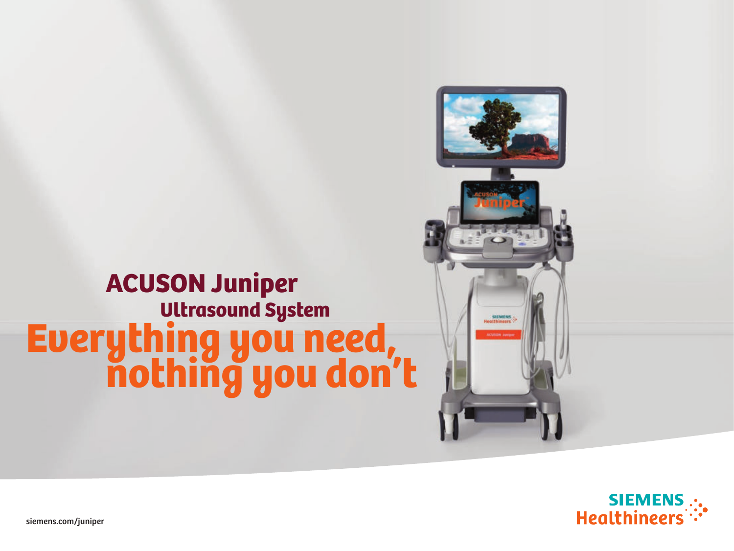# ACUSON Juniper

## Ultrasound System

# Everything you need, nothing you don't

siemens.com/juniper

SIEMENS Healthineers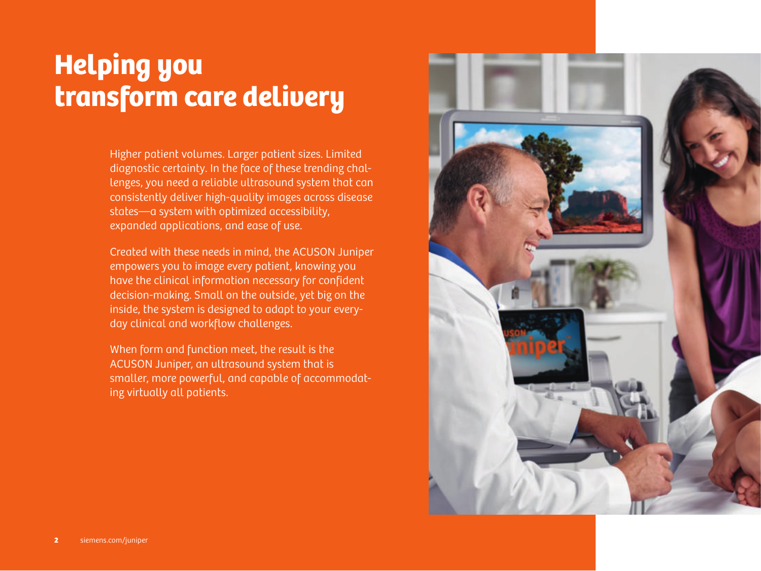# Helping you transform care delivery

Higher patient volumes. Larger patient sizes. Limited diagnostic certainty. In the face of these trending challenges, you need a reliable ultrasound system that can consistently deliver high-quality images across disease states—a system with optimized accessibility, expanded applications, and ease of use.

Created with these needs in mind, the ACUSON Juniper empowers you to image every patient, knowing you have the clinical information necessary for confident decision-making. Small on the outside, yet big on the inside, the system is designed to adapt to your everyday clinical and workflow challenges.

When form and function meet, the result is the ACUSON Juniper, an ultrasound system that is smaller, more powerful, and capable of accommodating virtually all patients.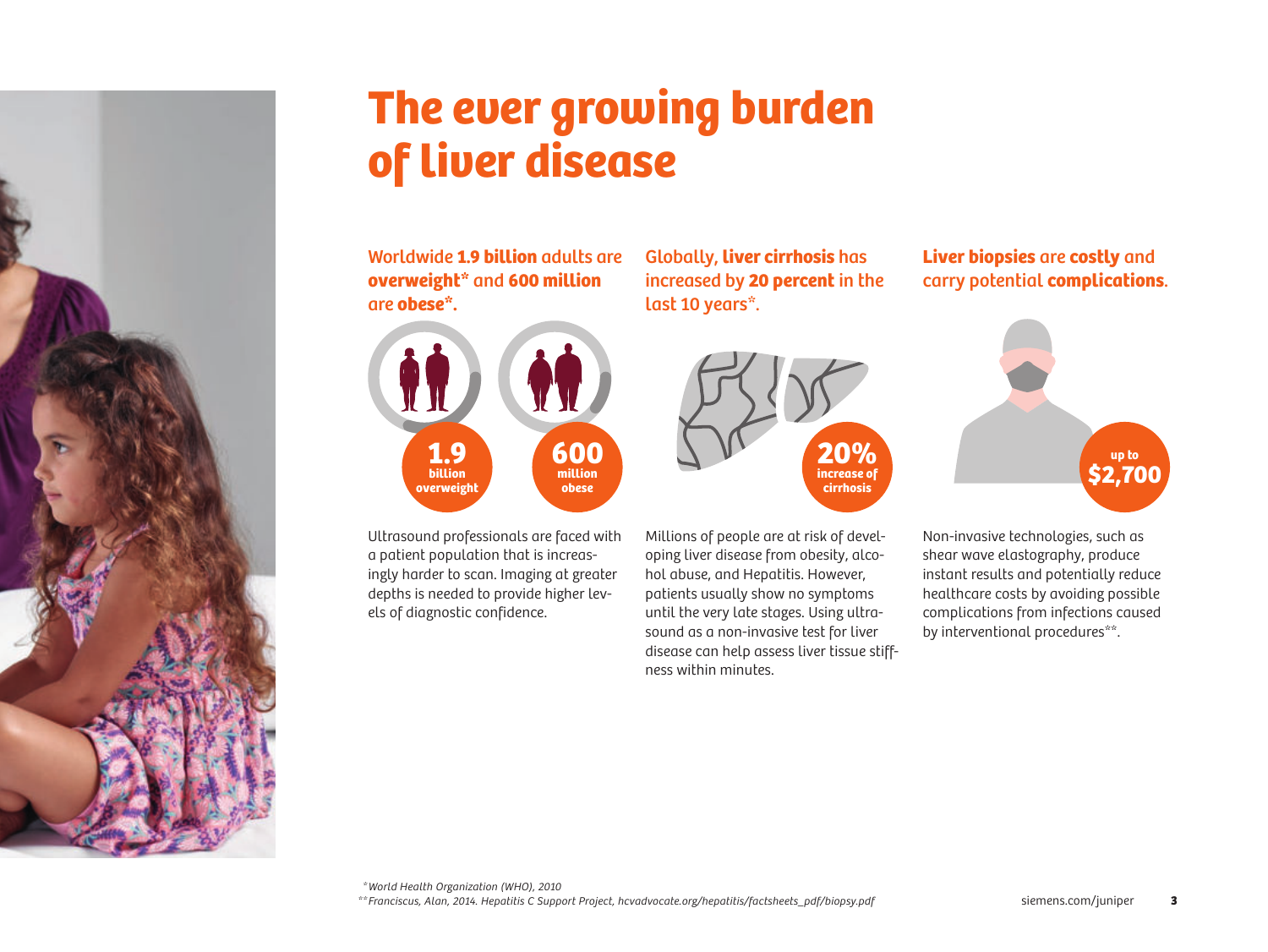# The ever growing burden of liver disease

Worldwide **1.9 billion** adults are **overweight*** and **600 million** are **obese***.

**1.9** billion overweight

**600** million obese

Ultrasound professionals are faced with a patient population that is increasingly harder to scan. Imaging at greater depths is needed to provide higher levels of diagnostic confidence.

Globally, **liver cirrhosis** has increased by **20 percent** in the last 10 years*.

**20%** increase of cirrhosis

Millions of people are at risk of developing liver disease from obesity, alcohol abuse, and Hepatitis. However, patients usually show no symptoms until the very late stages. Using ultrasound as a non-invasive test for liver disease can help assess liver tissue stiffness within minutes.

**Liver biopsies** are **costly** and carry potential **complications**.

up to **$2,700**

Non-invasive technologies, such as shear wave elastography, produce instant results and potentially reduce healthcare costs by avoiding possible complications from infections caused by interventional procedures**.

*\*World Health Organization (WHO), 2010*

*\*\*Franciscus, Alan, 2014. Hepatitis C Support Project, hcvadvocate.org/hepatitis/factsheets_pdf/biopsy.pdf*

siemens.com/juniper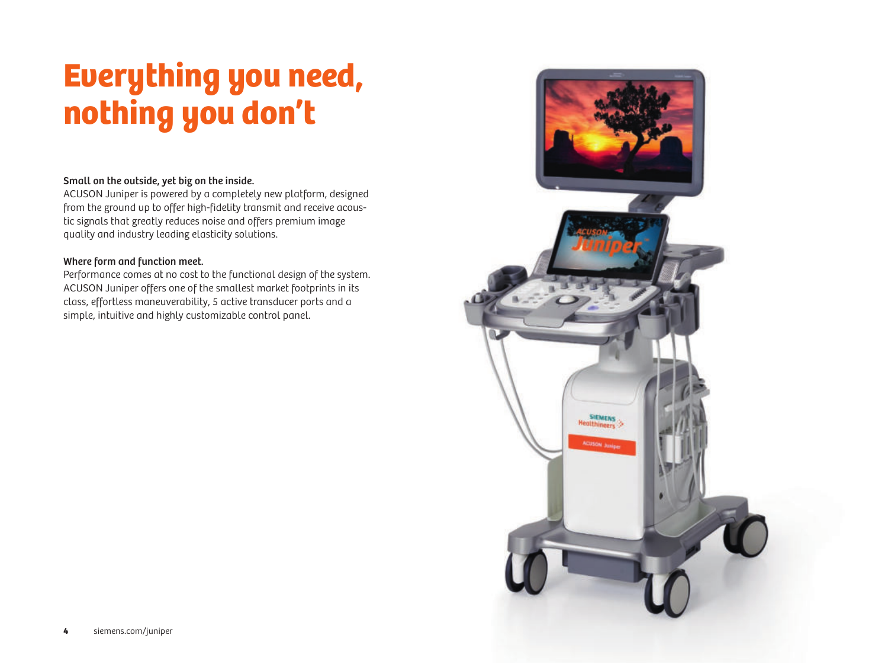# Everything you need, nothing you don't

**Small on the outside, yet big on the inside.**
ACUSON Juniper is powered by a completely new platform, designed from the ground up to offer high-fidelity transmit and receive acoustic signals that greatly reduces noise and offers premium image quality and industry leading elasticity solutions.

**Where form and function meet.**
Performance comes at no cost to the functional design of the system. ACUSON Juniper offers one of the smallest market footprints in its class, effortless maneuverability, 5 active transducer ports and a simple, intuitive and highly customizable control panel.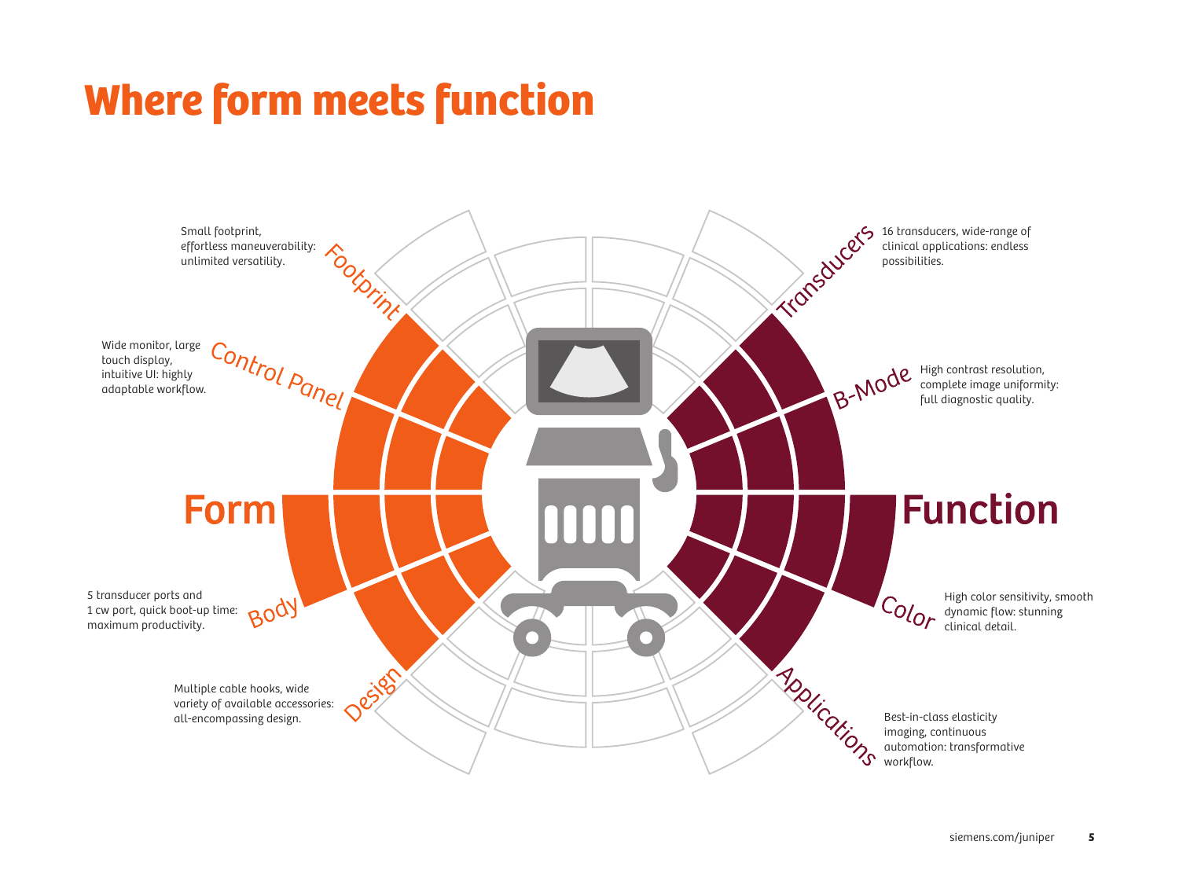# Where form meets function

## Form

**Footprint**

Small footprint, effortless maneuverability: unlimited versatility.

**Control Panel**

Wide monitor, large touch display, intuitive UI: highly adaptable workflow.

**Body**

5 transducer ports and 1 cw port, quick boot-up time: maximum productivity.

**Design**

Multiple cable hooks, wide variety of available accessories: all-encompassing design.

## Function

**Transducers**

16 transducers, wide-range of clinical applications: endless possibilities.

**B-Mode**

High contrast resolution, complete image uniformity: full diagnostic quality.

**Color**

High color sensitivity, smooth dynamic flow: stunning clinical detail.

**Applications**

Best-in-class elasticity imaging, continuous automation: transformative workflow.

siemens.com/juniper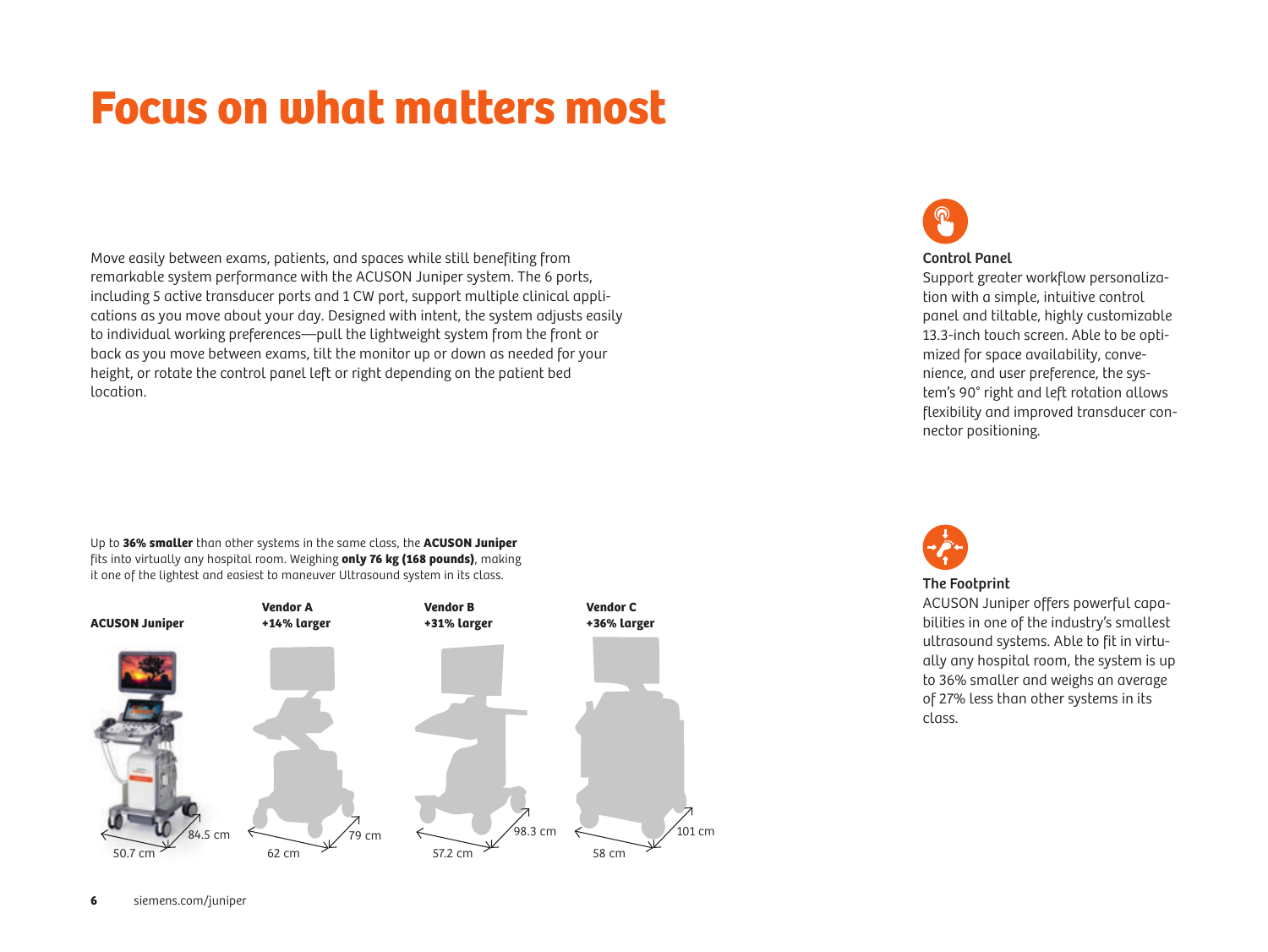# Focus on what matters most

Move easily between exams, patients, and spaces while still benefiting from remarkable system performance with the ACUSON Juniper system. The 6 ports, including 5 active transducer ports and 1 CW port, support multiple clinical applications as you move about your day. Designed with intent, the system adjusts easily to individual working preferences—pull the lightweight system from the front or back as you move between exams, tilt the monitor up or down as needed for your height, or rotate the control panel left or right depending on the patient bed location.

Up to **36% smaller** than other systems in the same class, the **ACUSON Juniper** fits into virtually any hospital room. Weighing **only 76 kg (168 pounds)**, making it one of the lightest and easiest to maneuver Ultrasound system in its class.

| **ACUSON Juniper** | **Vendor A** **+14% larger** | **Vendor B** **+31% larger** | **Vendor C** **+36% larger** |
|---|---|---|---|
| 50.7 cm × 84.5 cm | 62 cm × 79 cm | 57.2 cm × 98.3 cm | 58 cm × 101 cm |

### Control Panel

Support greater workflow personalization with a simple, intuitive control panel and tiltable, highly customizable 13.3-inch touch screen. Able to be optimized for space availability, convenience, and user preference, the system's 90° right and left rotation allows flexibility and improved transducer connector positioning.

### The Footprint

ACUSON Juniper offers powerful capabilities in one of the industry's smallest ultrasound systems. Able to fit in virtually any hospital room, the system is up to 36% smaller and weighs an average of 27% less than other systems in its class.

siemens.com/juniper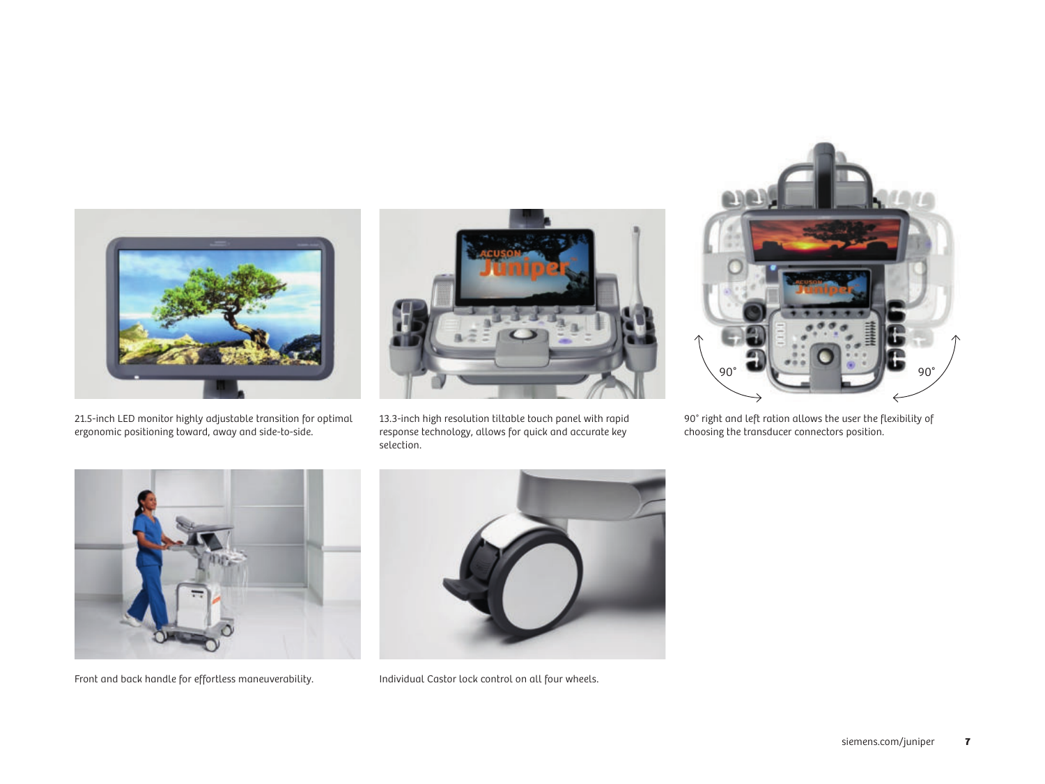21.5-inch LED monitor highly adjustable transition for optimal ergonomic positioning toward, away and side-to-side.

13.3-inch high resolution tiltable touch panel with rapid response technology, allows for quick and accurate key selection.

90° right and left ration allows the user the flexibility of choosing the transducer connectors position.

Front and back handle for effortless maneuverability.

Individual Castor lock control on all four wheels.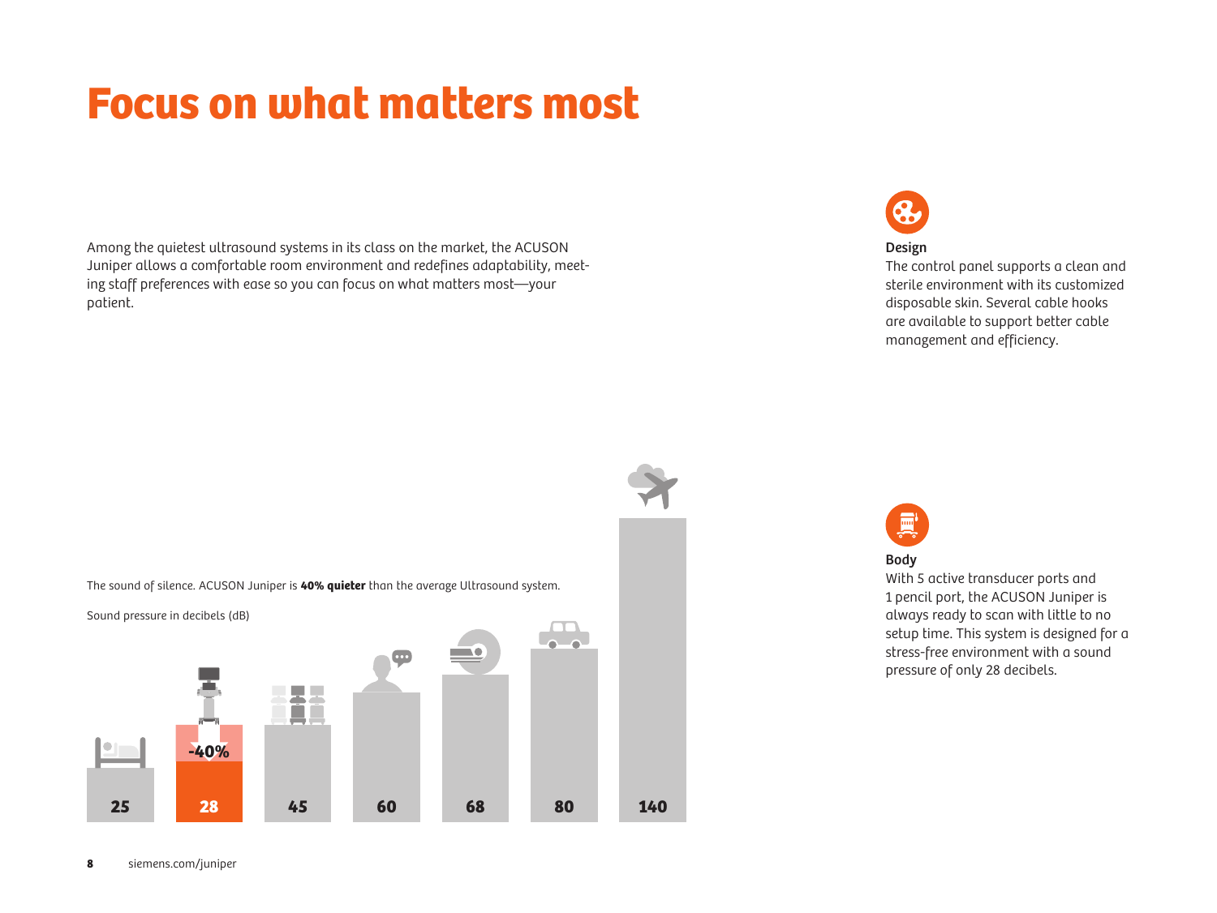# Focus on what matters most

Among the quietest ultrasound systems in its class on the market, the ACUSON Juniper allows a comfortable room environment and redefines adaptability, meeting staff preferences with ease so you can focus on what matters most—your patient.

The sound of silence. ACUSON Juniper is **40% quieter** than the average Ultrasound system.

Sound pressure in decibels (dB)

25

-40%

28

45

60

68

80

140

**Design**
The control panel supports a clean and sterile environment with its customized disposable skin. Several cable hooks are available to support better cable management and efficiency.

**Body**
With 5 active transducer ports and 1 pencil port, the ACUSON Juniper is always ready to scan with little to no setup time. This system is designed for a stress-free environment with a sound pressure of only 28 decibels.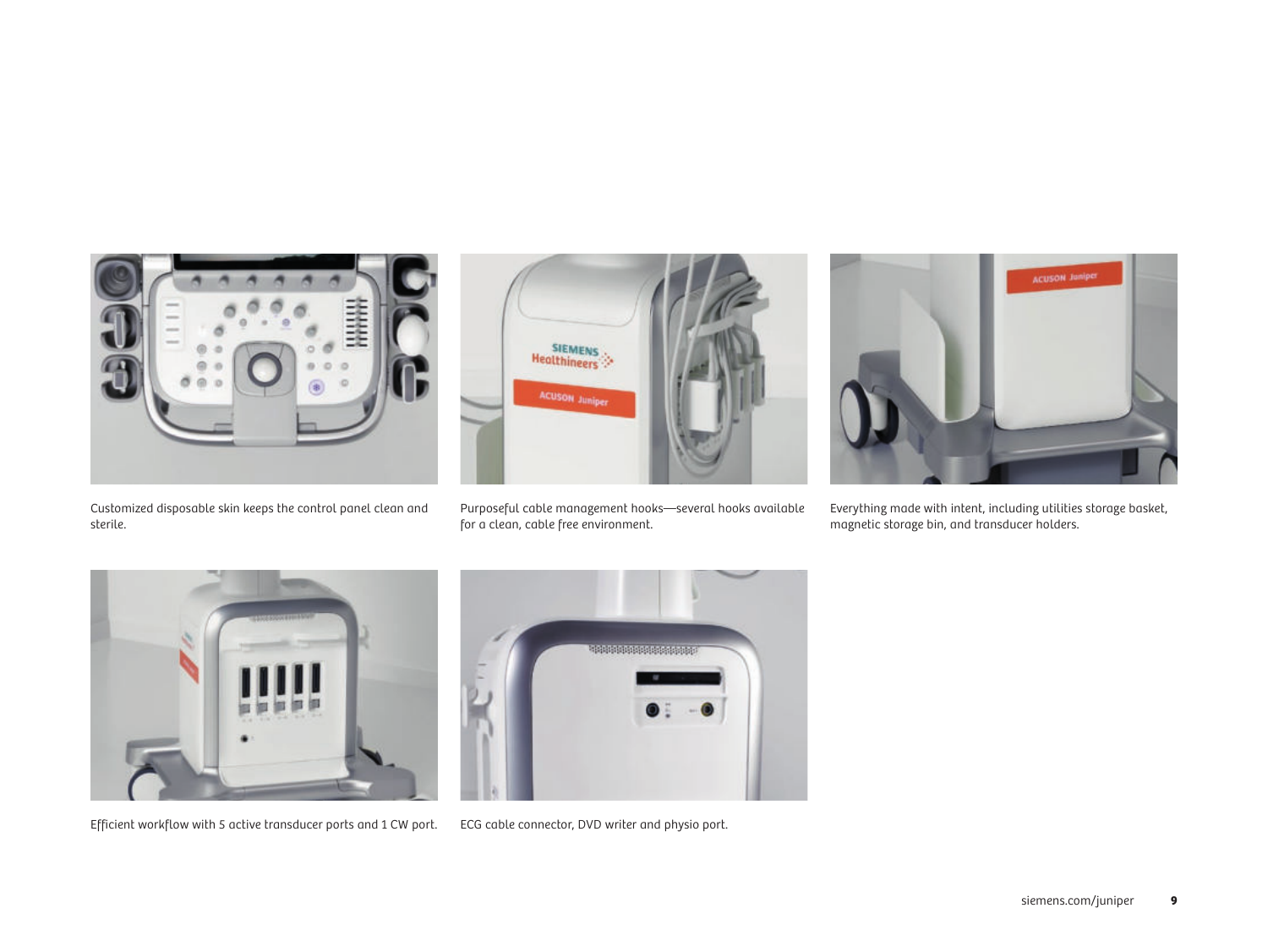Customized disposable skin keeps the control panel clean and sterile.

Purposeful cable management hooks—several hooks available for a clean, cable free environment.

Everything made with intent, including utilities storage basket, magnetic storage bin, and transducer holders.

Efficient workflow with 5 active transducer ports and 1 CW port.

ECG cable connector, DVD writer and physio port.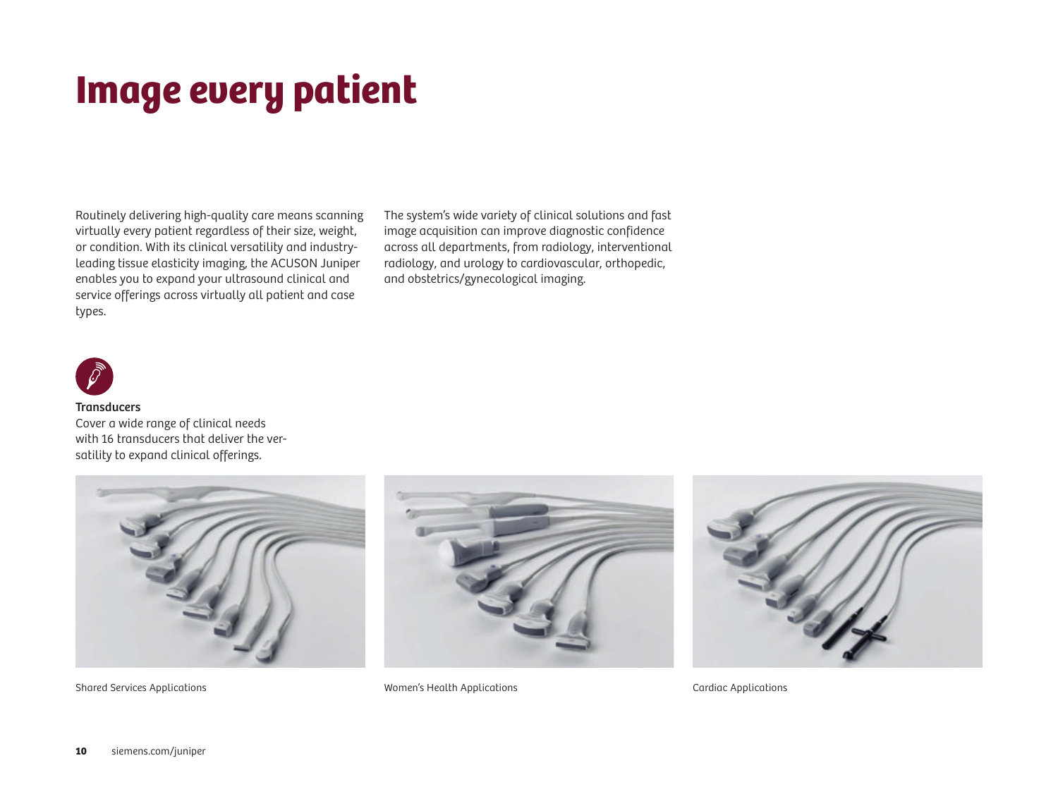# Image every patient

Routinely delivering high-quality care means scanning virtually every patient regardless of their size, weight, or condition. With its clinical versatility and industry-leading tissue elasticity imaging, the ACUSON Juniper enables you to expand your ultrasound clinical and service offerings across virtually all patient and case types.

The system's wide variety of clinical solutions and fast image acquisition can improve diagnostic confidence across all departments, from radiology, interventional radiology, and urology to cardiovascular, orthopedic, and obstetrics/gynecological imaging.

**Transducers**
Cover a wide range of clinical needs with 16 transducers that deliver the versatility to expand clinical offerings.

Shared Services Applications

Women's Health Applications

Cardiac Applications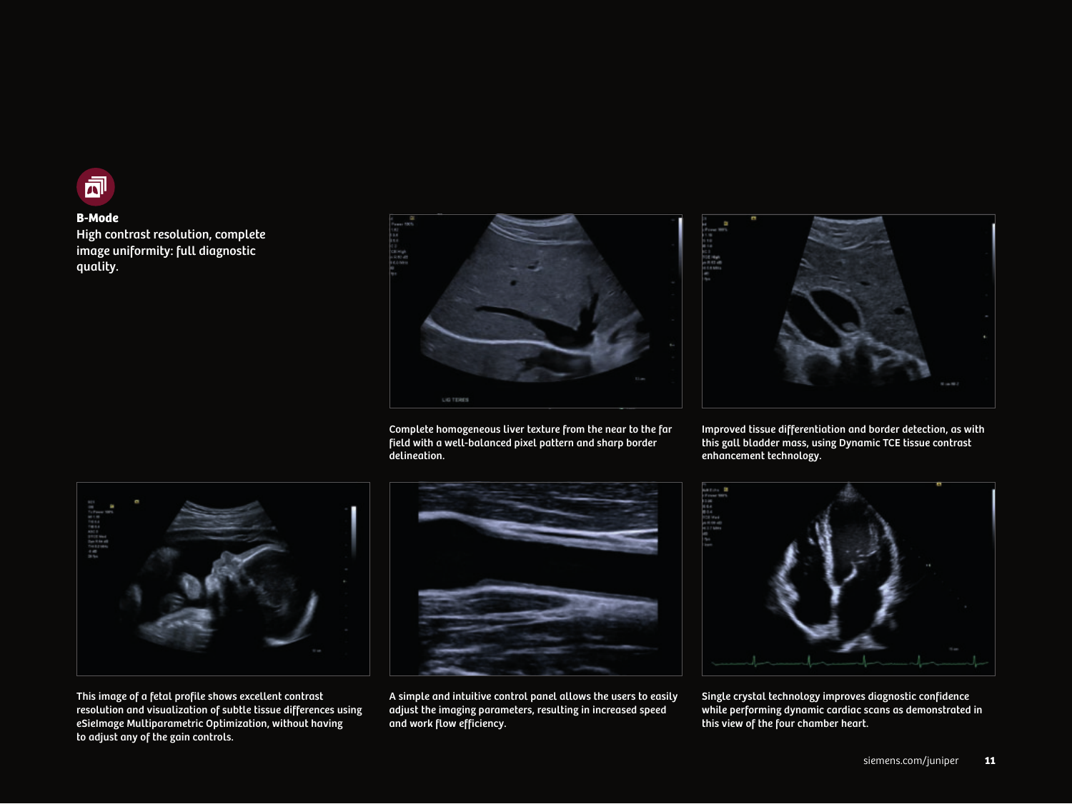**B-Mode**

High contrast resolution, complete image uniformity: full diagnostic quality.

Complete homogeneous liver texture from the near to the far field with a well-balanced pixel pattern and sharp border delineation.

Improved tissue differentiation and border detection, as with this gall bladder mass, using Dynamic TCE tissue contrast enhancement technology.

This image of a fetal profile shows excellent contrast resolution and visualization of subtle tissue differences using eSieImage Multiparametric Optimization, without having to adjust any of the gain controls.

A simple and intuitive control panel allows the users to easily adjust the imaging parameters, resulting in increased speed and work flow efficiency.

Single crystal technology improves diagnostic confidence while performing dynamic cardiac scans as demonstrated in this view of the four chamber heart.

siemens.com/juniper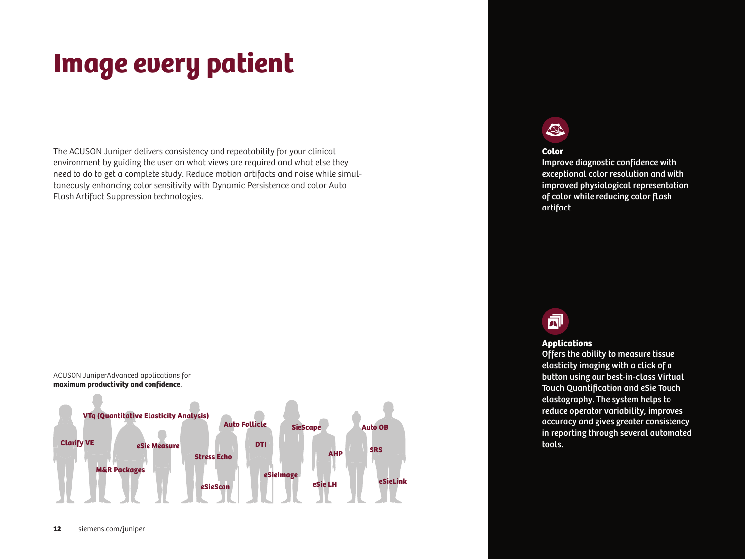# Image every patient

The ACUSON Juniper delivers consistency and repeatability for your clinical environment by guiding the user on what views are required and what else they need to do to get a complete study. Reduce motion artifacts and noise while simultaneously enhancing color sensitivity with Dynamic Persistence and color Auto Flash Artifact Suppression technologies.

ACUSON JuniperAdvanced applications for **maximum productivity and confidence**.

Clarify VE, VTq (Quantitative Elasticity Analysis), M&R Packages, eSie Measure, Stress Echo, eSieScan, Auto Follicle, DTI, eSieImage, SieScape, AHP, eSie LH, Auto OB, SRS, eSieLink

**Color**
**Improve diagnostic confidence with exceptional color resolution and with improved physiological representation of color while reducing color flash artifact.**

**Applications**
**Offers the ability to measure tissue elasticity imaging with a click of a button using our best-in-class Virtual Touch Quantification and eSie Touch elastography. The system helps to reduce operator variability, improves accuracy and gives greater consistency in reporting through several automated tools.**

siemens.com/juniper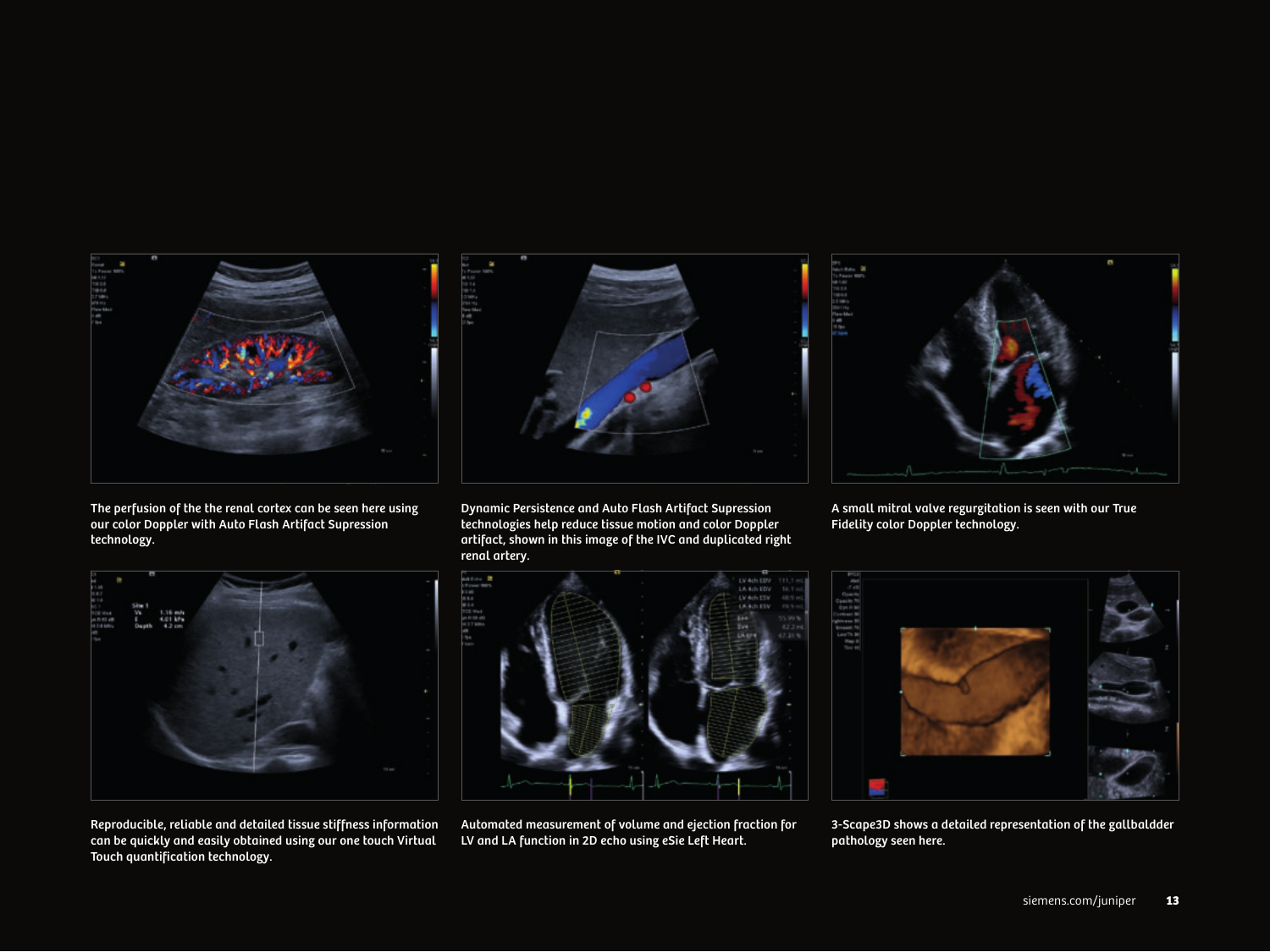The perfusion of the the renal cortex can be seen here using our color Doppler with Auto Flash Artifact Supression technology.

Dynamic Persistence and Auto Flash Artifact Supression technologies help reduce tissue motion and color Doppler artifact, shown in this image of the IVC and duplicated right renal artery.

A small mitral valve regurgitation is seen with our True Fidelity color Doppler technology.

Reproducible, reliable and detailed tissue stiffness information can be quickly and easily obtained using our one touch Virtual Touch quantification technology.

Automated measurement of volume and ejection fraction for LV and LA function in 2D echo using eSie Left Heart.

3-Scape3D shows a detailed representation of the gallbaldder pathology seen here.

siemens.com/juniper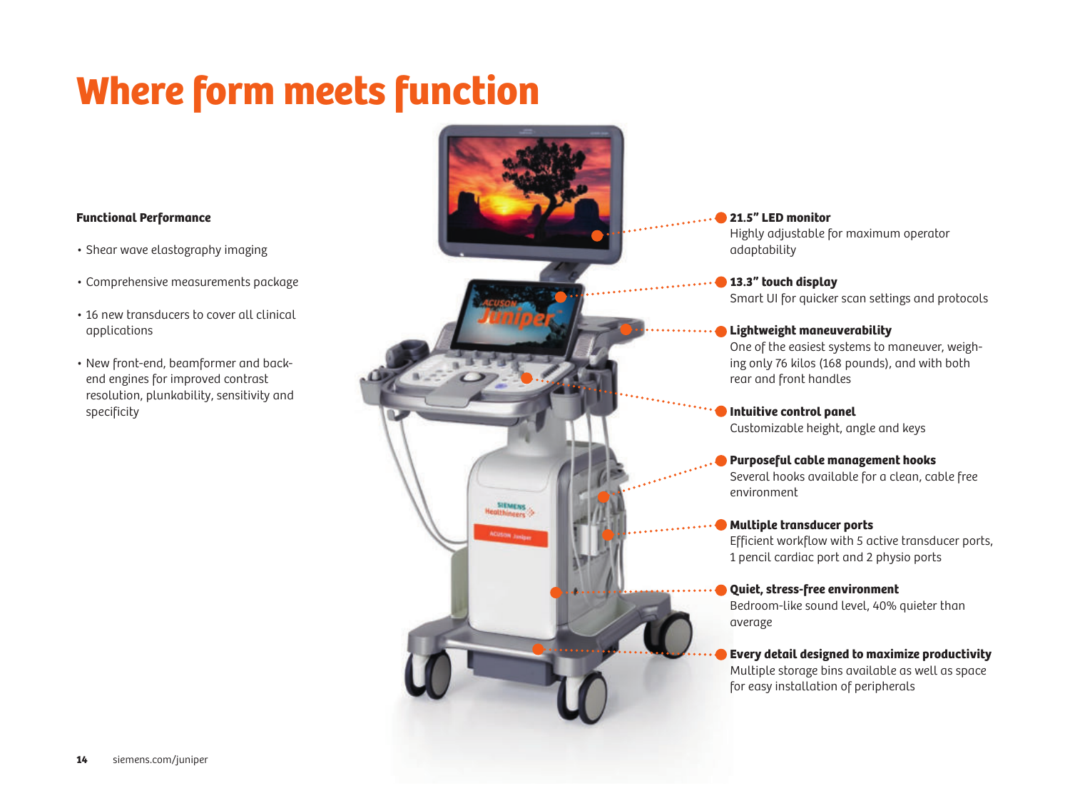# Where form meets function

**Functional Performance**

- Shear wave elastography imaging
- Comprehensive measurements package
- 16 new transducers to cover all clinical applications
- New front-end, beamformer and back-end engines for improved contrast resolution, plunkability, sensitivity and specificity

**21.5" LED monitor**
Highly adjustable for maximum operator adaptability

**13.3" touch display**
Smart UI for quicker scan settings and protocols

**Lightweight maneuverability**
One of the easiest systems to maneuver, weighing only 76 kilos (168 pounds), and with both rear and front handles

**Intuitive control panel**
Customizable height, angle and keys

**Purposeful cable management hooks**
Several hooks available for a clean, cable free environment

**Multiple transducer ports**
Efficient workflow with 5 active transducer ports, 1 pencil cardiac port and 2 physio ports

**Quiet, stress-free environment**
Bedroom-like sound level, 40% quieter than average

**Every detail designed to maximize productivity**
Multiple storage bins available as well as space for easy installation of peripherals

siemens.com/juniper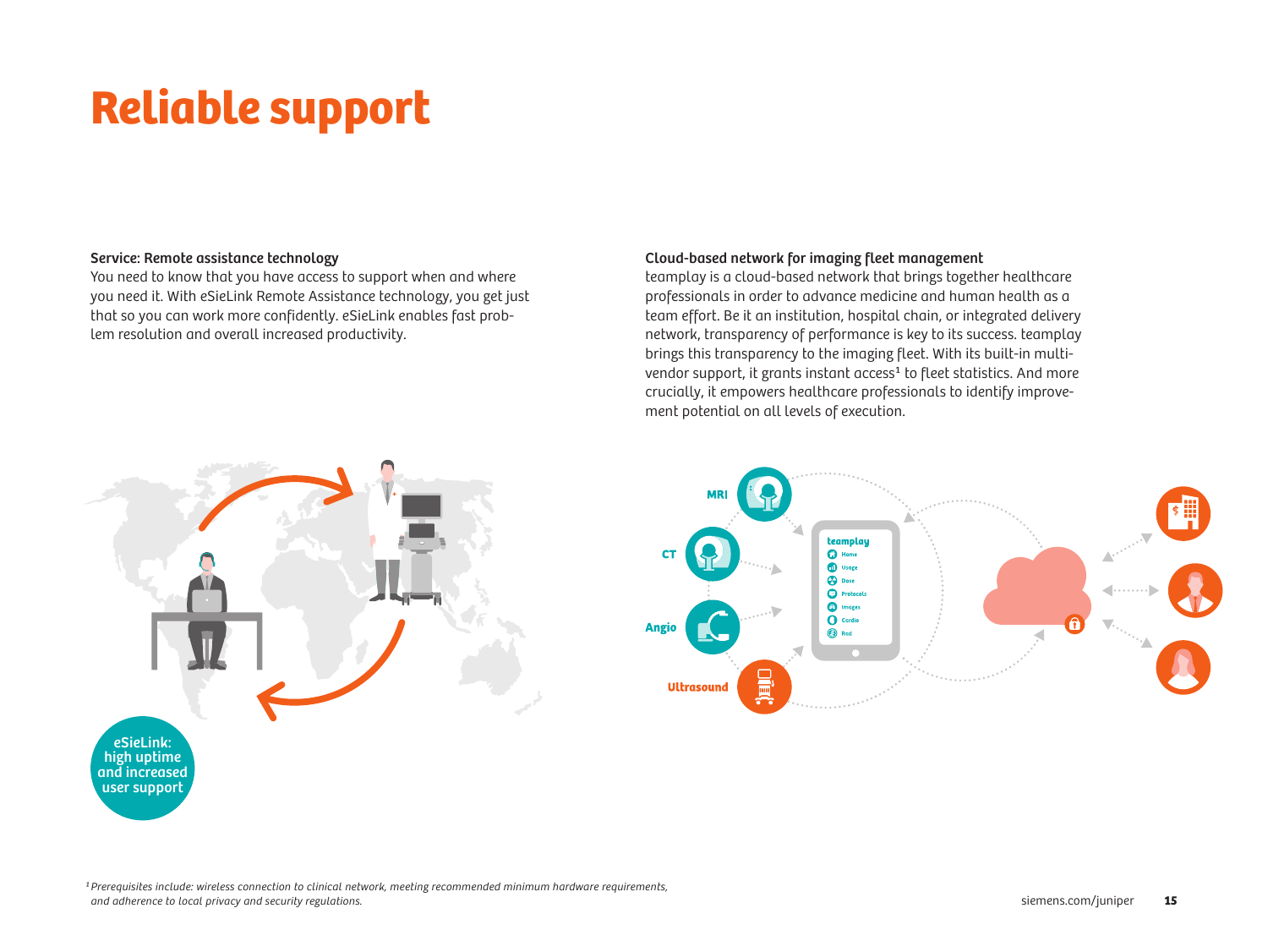# Reliable support

**Service: Remote assistance technology**
You need to know that you have access to support when and where you need it. With eSieLink Remote Assistance technology, you get just that so you can work more confidently. eSieLink enables fast problem resolution and overall increased productivity.

eSieLink: high uptime and increased user support

**Cloud-based network for imaging fleet management**
teamplay is a cloud-based network that brings together healthcare professionals in order to advance medicine and human health as a team effort. Be it an institution, hospital chain, or integrated delivery network, transparency of performance is key to its success. teamplay brings this transparency to the imaging fleet. With its built-in multi-vendor support, it grants instant access[1] to fleet statistics. And more crucially, it empowers healthcare professionals to identify improvement potential on all levels of execution.

MRI

CT

Angio

Ultrasound

teamplay

- Home
- Usage
- Dose
- Protocols
- Images
- Cardio
- Rad

*[1] Prerequisites include: wireless connection to clinical network, meeting recommended minimum hardware requirements, and adherence to local privacy and security regulations.*

siemens.com/juniper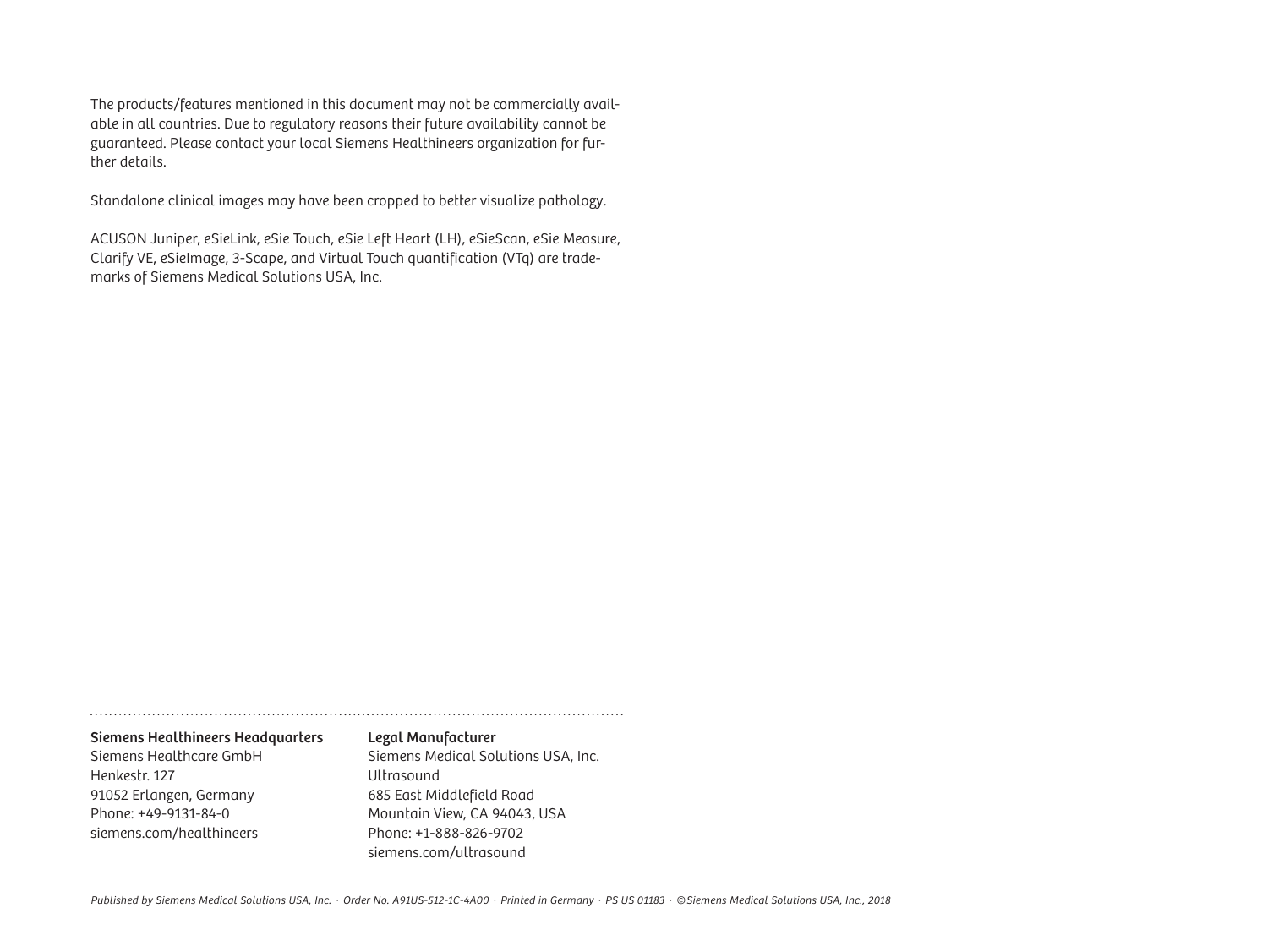The products/features mentioned in this document may not be commercially available in all countries. Due to regulatory reasons their future availability cannot be guaranteed. Please contact your local Siemens Healthineers organization for further details.

Standalone clinical images may have been cropped to better visualize pathology.

ACUSON Juniper, eSieLink, eSie Touch, eSie Left Heart (LH), eSieScan, eSie Measure, Clarify VE, eSieImage, 3-Scape, and Virtual Touch quantification (VTq) are trademarks of Siemens Medical Solutions USA, Inc.

---

**Siemens Healthineers Headquarters**
Siemens Healthcare GmbH
Henkestr. 127
91052 Erlangen, Germany
Phone: +49-9131-84-0
siemens.com/healthineers

**Legal Manufacturer**
Siemens Medical Solutions USA, Inc.
Ultrasound
685 East Middlefield Road
Mountain View, CA 94043, USA
Phone: +1-888-826-9702
siemens.com/ultrasound

*Published by Siemens Medical Solutions USA, Inc. · Order No. A91US-512-1C-4A00 · Printed in Germany · PS US 01183 · ©Siemens Medical Solutions USA, Inc., 2018*